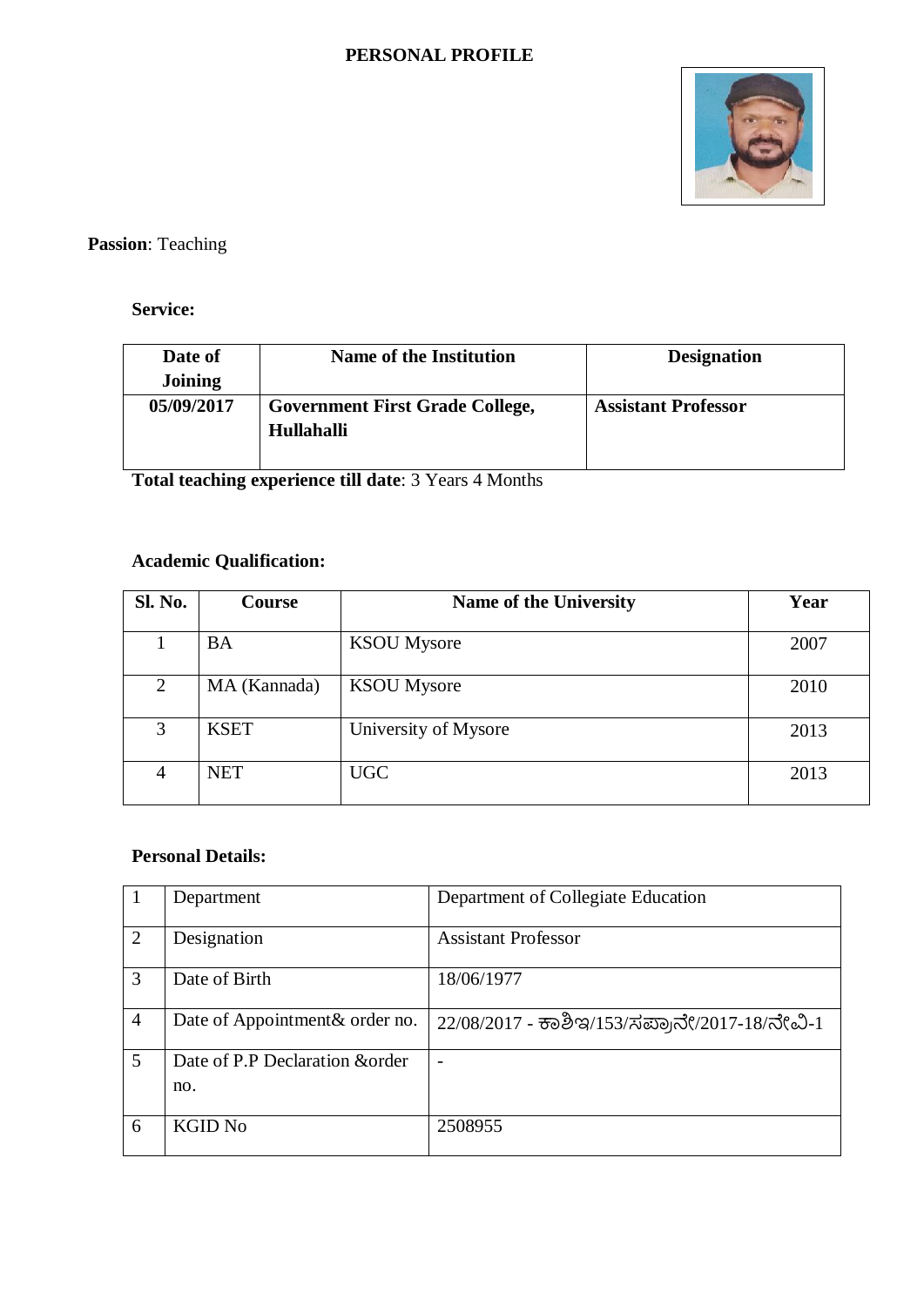# PERSONAL PROFILE

**Passion**: Teaching

**Service:**

| Date of Joining | Name of the Institution | Designation |
|---|---|---|
| **05/09/2017** | **Government First Grade College, Hullahalli** | **Assistant Professor** |

**Total teaching experience till date**: 3 Years 4 Months

**Academic Qualification:**

| Sl. No. | Course | Name of the University | Year |
|---|---|---|---|
| 1 | BA | KSOU Mysore | 2007 |
| 2 | MA (Kannada) | KSOU Mysore | 2010 |
| 3 | KSET | University of Mysore | 2013 |
| 4 | NET | UGC | 2013 |

**Personal Details:**

| | | |
|---|---|---|
| 1 | Department | Department of Collegiate Education |
| 2 | Designation | Assistant Professor |
| 3 | Date of Birth | 18/06/1977 |
| 4 | Date of Appointment& order no. | 22/08/2017 - ಕಾಶಿಇ/153/ಸಪ್ರಾನೇ/2017-18/ನೇವಿ-1 |
| 5 | Date of P.P Declaration &order no. | - |
| 6 | KGID No | 2508955 |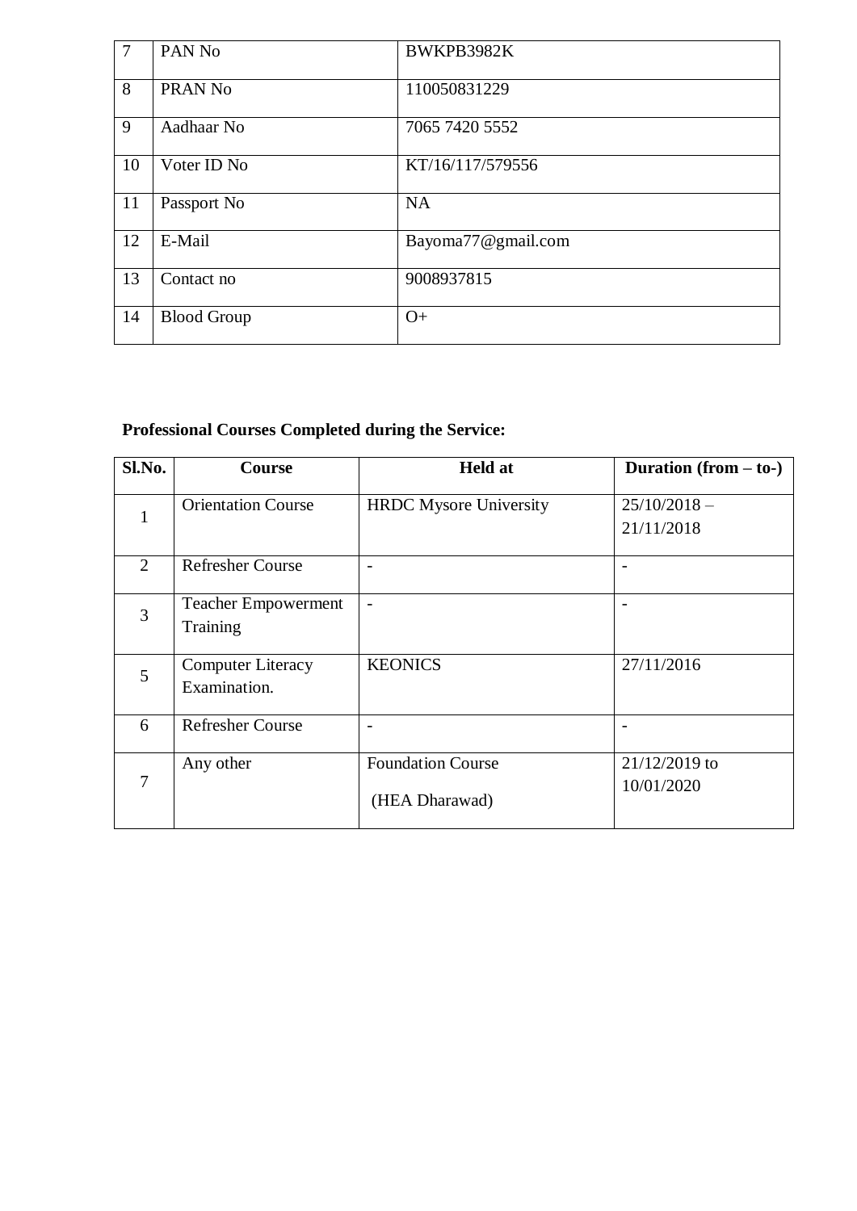| 7 | PAN No | BWKPB3982K |
|---|---|---|
| 8 | PRAN No | 110050831229 |
| 9 | Aadhaar No | 7065 7420 5552 |
| 10 | Voter ID No | KT/16/117/579556 |
| 11 | Passport No | NA |
| 12 | E-Mail | Bayoma77@gmail.com |
| 13 | Contact no | 9008937815 |
| 14 | Blood Group | O+ |

**Professional Courses Completed during the Service:**

| Sl.No. | Course | Held at | Duration (from – to-) |
|---|---|---|---|
| 1 | Orientation Course | HRDC Mysore University | 25/10/2018 – 21/11/2018 |
| 2 | Refresher Course | - | - |
| 3 | Teacher Empowerment Training | - | - |
| 5 | Computer Literacy Examination. | KEONICS | 27/11/2016 |
| 6 | Refresher Course | - | - |
| 7 | Any other | Foundation Course (HEA Dharawad) | 21/12/2019 to 10/01/2020 |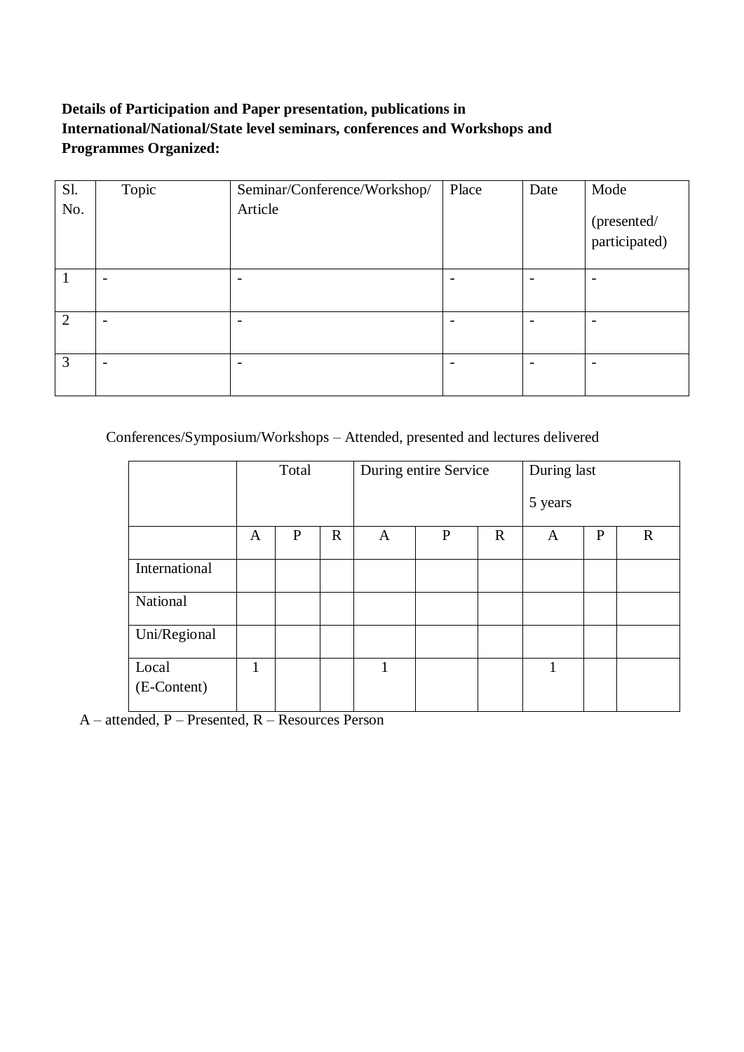**Details of Participation and Paper presentation, publications in International/National/State level seminars, conferences and Workshops and Programmes Organized:**

| Sl. No. | Topic | Seminar/Conference/Workshop/ Article | Place | Date | Mode (presented/ participated) |
|---|---|---|---|---|---|
| 1 | - | - | - | - | - |
| 2 | - | - | - | - | - |
| 3 | - | - | - | - | - |

Conferences/Symposium/Workshops – Attended, presented and lectures delivered

| | Total | | | During entire Service | | | During last 5 years | | |
|---|---|---|---|---|---|---|---|---|---|
| | A | P | R | A | P | R | A | P | R |
| International | | | | | | | | | |
| National | | | | | | | | | |
| Uni/Regional | | | | | | | | | |
| Local (E-Content) | 1 | | | 1 | | | 1 | | |

A – attended, P – Presented, R – Resources Person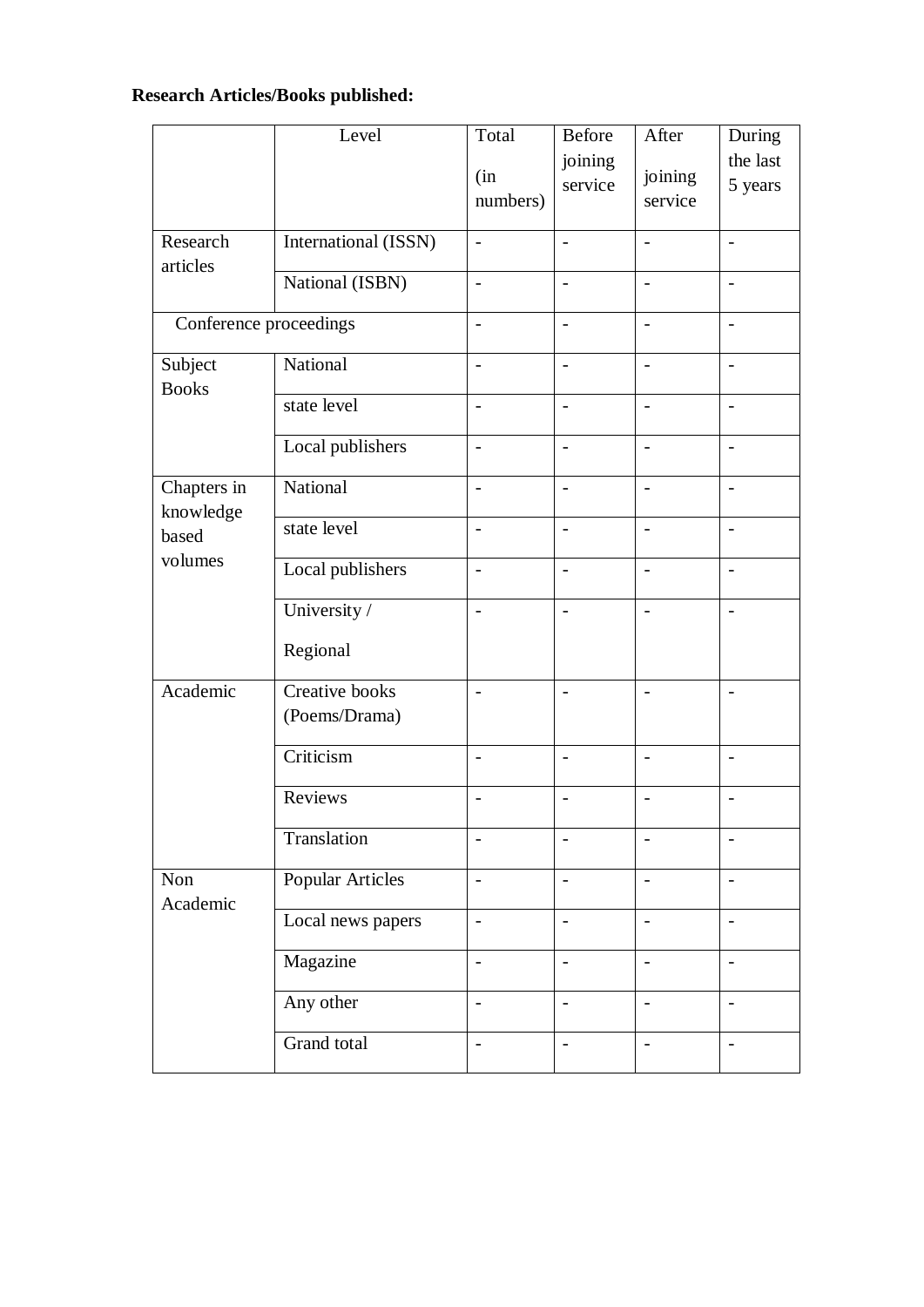**Research Articles/Books published:**

| | Level | Total (in numbers) | Before joining service | After joining service | During the last 5 years |
|---|---|---|---|---|---|
| Research articles | International (ISSN) | - | - | - | - |
| | National (ISBN) | - | - | - | - |
| Conference proceedings | | - | - | - | - |
| Subject Books | National | - | - | - | - |
| | state level | - | - | - | - |
| | Local publishers | - | - | - | - |
| Chapters in knowledge based volumes | National | - | - | - | - |
| | state level | - | - | - | - |
| | Local publishers | - | - | - | - |
| | University / Regional | - | - | - | - |
| Academic | Creative books (Poems/Drama) | - | - | - | - |
| | Criticism | - | - | - | - |
| | Reviews | - | - | - | - |
| | Translation | - | - | - | - |
| Non Academic | Popular Articles | - | - | - | - |
| | Local news papers | - | - | - | - |
| | Magazine | - | - | - | - |
| | Any other | - | - | - | - |
| | Grand total | - | - | - | - |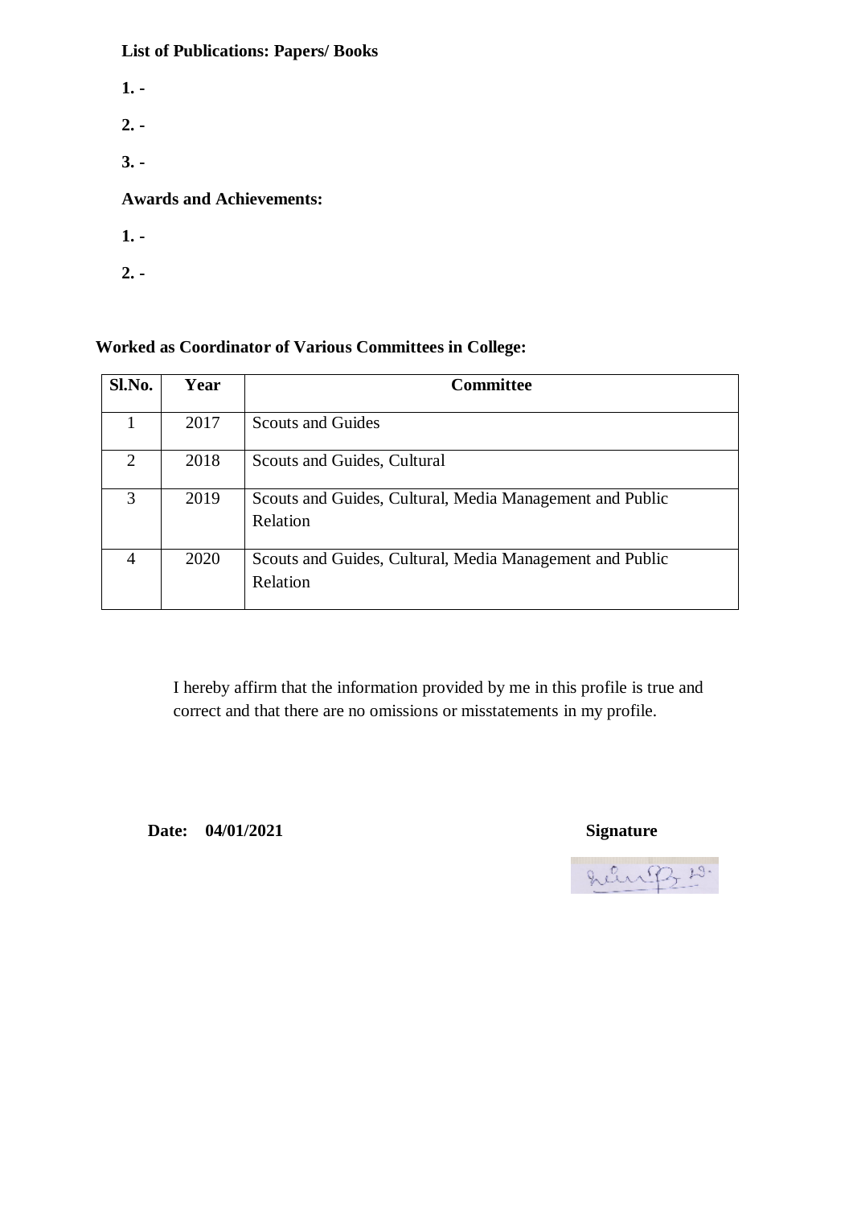**List of Publications: Papers/ Books**

**1. -**

**2. -**

**3. -**

**Awards and Achievements:**

**1. -**

**2. -**

**Worked as Coordinator of Various Committees in College:**

| Sl.No. | Year | Committee |
|---|---|---|
| 1 | 2017 | Scouts and Guides |
| 2 | 2018 | Scouts and Guides, Cultural |
| 3 | 2019 | Scouts and Guides, Cultural, Media Management and Public Relation |
| 4 | 2020 | Scouts and Guides, Cultural, Media Management and Public Relation |

I hereby affirm that the information provided by me in this profile is true and correct and that there are no omissions or misstatements in my profile.

**Date: 04/01/2021** **Signature**